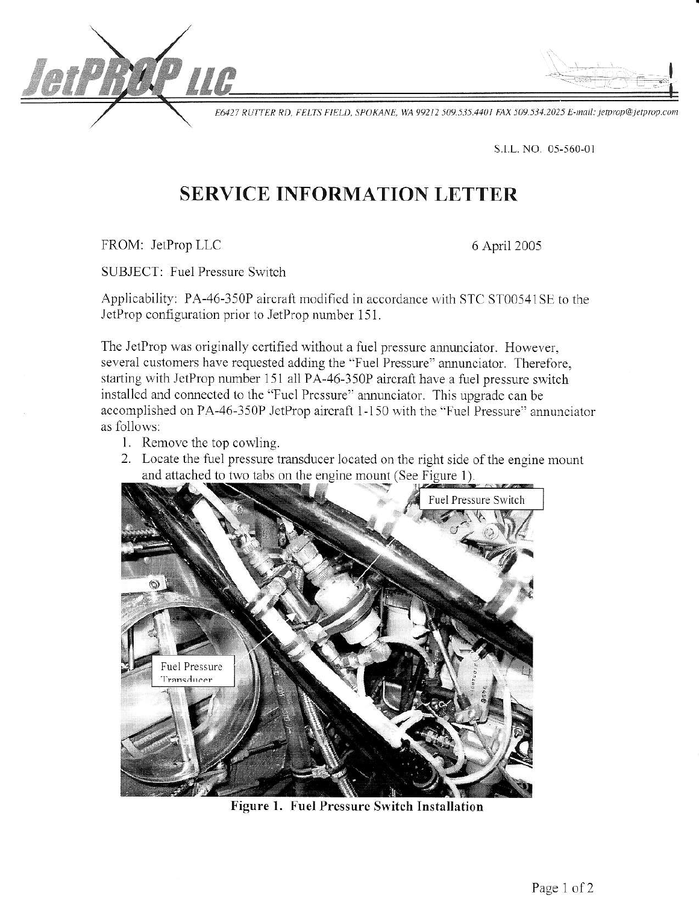JetPROP LLC

E6427 RUTTER RD, FELTS FIELD, SPOKANE, WA 99212 509.535.4401 FAX 509.534.2025 E-mail: jetprop@jetprop.com

S.I.L. NO. 05-560-01

# SERVICE INFORMATION LETTER

FROM: JetProp LLC 6 April 2005

SUBJECT: Fuel Pressure Switch

Applicability: PA-46-350P aircraft modified in accordance with STC ST00541SE to the JetProp configuration prior to JetProp number 151.

The JetProp was originally certified without a fuel pressure annunciator. However, several customers have requested adding the "Fuel Pressure" annunciator. Therefore, starting with JetProp number 151 all PA-46-350P aircraft have a fuel pressure switch installed and connected to the "Fuel Pressure" annunciator. This upgrade can be accomplished on PA-46-350P JetProp aircraft 1-150 with the "Fuel Pressure" annunciator as follows:

1. Remove the top cowling.
2. Locate the fuel pressure transducer located on the right side of the engine mount and attached to two tabs on the engine mount (See Figure 1).

Fuel Pressure Switch

Fuel Pressure Transducer

**Figure 1. Fuel Pressure Switch Installation**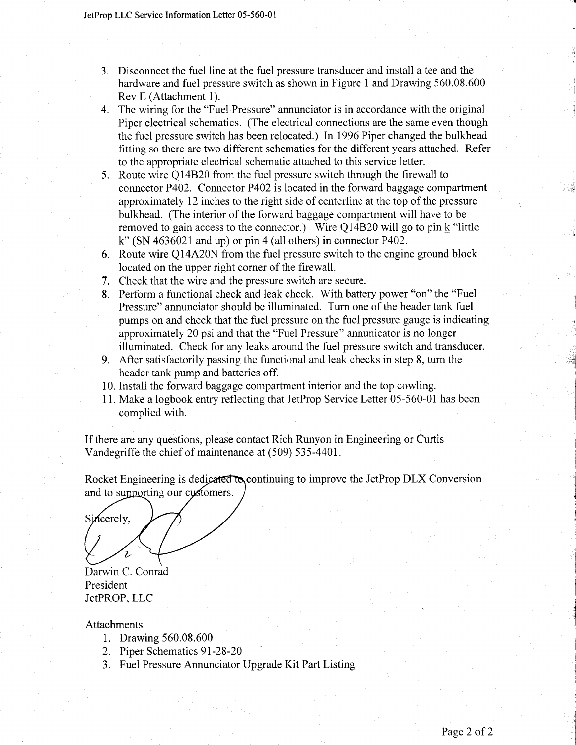3. Disconnect the fuel line at the fuel pressure transducer and install a tee and the hardware and fuel pressure switch as shown in Figure 1 and Drawing 560.08.600 Rev E (Attachment 1).
4. The wiring for the "Fuel Pressure" annunciator is in accordance with the original Piper electrical schematics. (The electrical connections are the same even though the fuel pressure switch has been relocated.) In 1996 Piper changed the bulkhead fitting so there are two different schematics for the different years attached. Refer to the appropriate electrical schematic attached to this service letter.
5. Route wire Q14B20 from the fuel pressure switch through the firewall to connector P402. Connector P402 is located in the forward baggage compartment approximately 12 inches to the right side of centerline at the top of the pressure bulkhead. (The interior of the forward baggage compartment will have to be removed to gain access to the connector.) Wire Q14B20 will go to pin k "little k" (SN 4636021 and up) or pin 4 (all others) in connector P402.
6. Route wire Q14A20N from the fuel pressure switch to the engine ground block located on the upper right corner of the firewall.
7. Check that the wire and the pressure switch are secure.
8. Perform a functional check and leak check. With battery power "on" the "Fuel Pressure" annunciator should be illuminated. Turn one of the header tank fuel pumps on and check that the fuel pressure on the fuel pressure gauge is indicating approximately 20 psi and that the "Fuel Pressure" annunicator is no longer illuminated. Check for any leaks around the fuel pressure switch and transducer.
9. After satisfactorily passing the functional and leak checks in step 8, turn the header tank pump and batteries off.
10. Install the forward baggage compartment interior and the top cowling.
11. Make a logbook entry reflecting that JetProp Service Letter 05-560-01 has been complied with.

If there are any questions, please contact Rich Runyon in Engineering or Curtis Vandegriffe the chief of maintenance at (509) 535-4401.

Rocket Engineering is dedicated to continuing to improve the JetProp DLX Conversion and to supporting our customers.

Sincerely,

Darwin C. Conrad
President
JetPROP, LLC

Attachments

1. Drawing 560.08.600
2. Piper Schematics 91-28-20
3. Fuel Pressure Annunciator Upgrade Kit Part Listing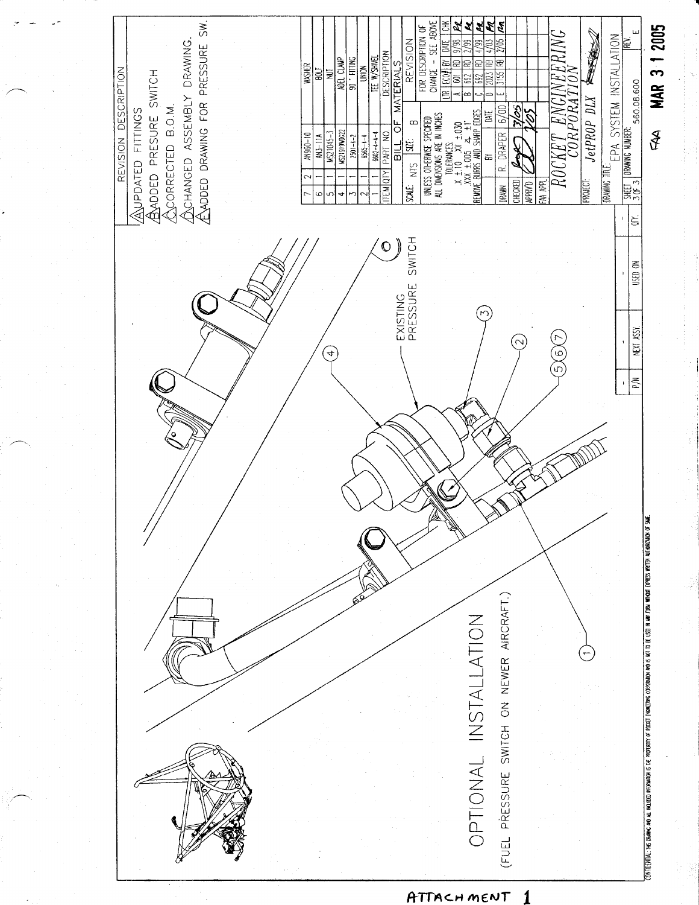# OPTIONAL INSTALLATION

(FUEL PRESSURE SWITCH ON NEWER AIRCRAFT.)

EXISTING PRESSURE SWITCH

1 2 3 4 5 6 7

## REVISION DESCRIPTION

A. UPDATED FITTINGS
B. ADDED PRESURE SWITCH
C. CORRECTED B.O.M.
D. CHANGED ASSEMBLY DRAWING.
E. ADDED DRAWING FOR PRESSURE SW.

## BILL OF MATERIALS

| ITEM | QTY | PART NO. | DESCRIPTION |
|---|---|---|---|
| 7 | 2 | AN960-10 | WASHER |
| 6 | 1 | AN3-11A | BOLT |
| 5 | 1 | MS21045-3 | NUT |
| 4 | 1 | MS21919WDG22 | ADEL CLAMP |
| 3 | 1 | 2501-4-2 | 90° FITTING |
| 2 | 1 | 6565-4-4 | UNION |
| 1 | 1 | 6602-4-4-4 | TEE W/SWIVEL |

SCALE: NTS  SIZE: B

UNLESS OTHERWISE SPECIFIED ALL DIMENSIONS ARE IN INCHES
TOLERANCES:
.X ± .10  .XX ± .030
.XXX ± .005  ∠ ± 1°
REMOVE BURRS AND SHARP EDGES

## REVISION

FOR DESCRIPTION OF CHANGE - SEE ABOVE

| LTR | ECO# | BY | DATE | CHK |
|---|---|---|---|---|
| A | 601 | RD | 9/98 | PR |
| B | 692 | RD | 2/99 | PR |
| C | 692 | RD | 4/99 | PR |
| D | 2023 | RB | 4/03 | PR |
| E | 3155 | RB | 2/05 | RA |

| | BY | DATE |
|---|---|---|
| DRAWN | R. DRAPER | 6/00 |
| CHECKED | | 3/05 |
| APPRV'D | | 3/05 |
| FAA APPL | | |

ROCKET ENGINEERING CORPORATION

PROJECT: JetPROP DLX

DRAWING TITLE: EPA SYSTEM INSTALLATION

SHEET 3 OF 3  DRAWING NUMBER: 560.08.600  REV. E

| P/N | NEXT ASSY. | USED ON | QTY. |
|---|---|---|---|
| - | - | - | - |

CONFIDENTIAL: THIS DRAWING AND ALL INCLUDED INFORMATION IS THE PROPERTY OF ROCKET ENGINEERING CORPORATION AND IS NOT TO BE USED IN ANY FORM WITHOUT EXPRESS WRITTEN AUTHORIZATION OF SAME.

FAA MAR 3 1 2005

ATTACHMENT 1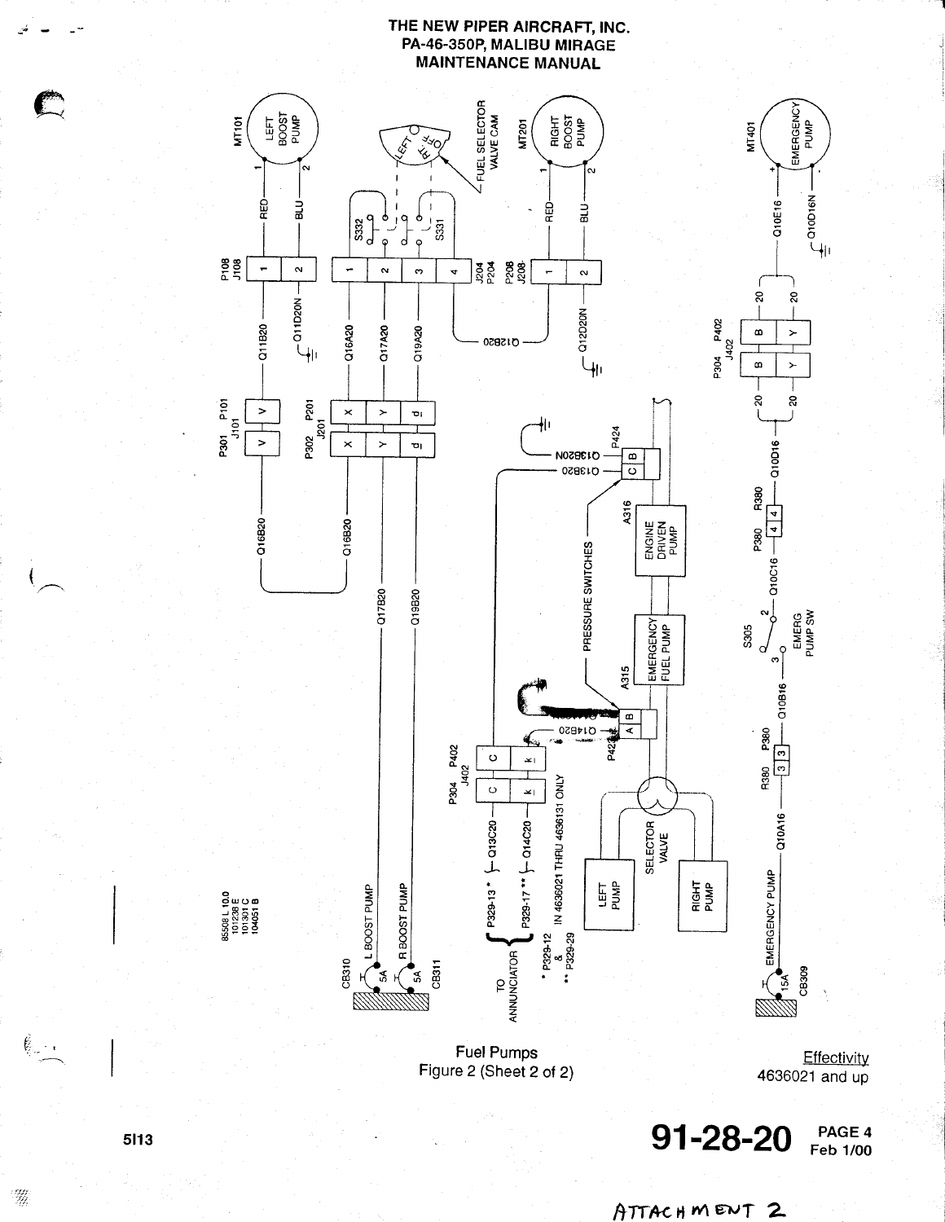# THE NEW PIPER AIRCRAFT, INC.
## PA-46-350P, MALIBU MIRAGE
## MAINTENANCE MANUAL

MT101 LEFT BOOST PUMP

FUEL SELECTOR VALVE CAM

MT201 RIGHT BOOST PUMP

MT401 EMERGENCY PUMP

P108 J108

S332 S331

J204 P204

P208 J208

P301 J101 P101

P302 J201 P201

P424

P304 J402 P402

Q11B20 Q11D20N Q16A20 Q17A20 Q19A20 Q12B20 Q12D20N Q16B20 Q17B20 Q19B20 Q13B20 Q13B20N Q14B20 Q13C20 Q14C20 Q10A16 Q10B16 Q10C16 Q10D16 Q10E16 Q10D16N

PRESSURE SWITCHES

A316 ENGINE DRIVEN PUMP

A315 EMERGENCY FUEL PUMP

P423

SELECTOR VALVE

LEFT PUMP

RIGHT PUMP

S305 EMERG PUMP SW

R380 P380

L BOOST PUMP

R BOOST PUMP

CB310 5A

CB311 5A

EMERGENCY PUMP

CB309 15A

TO ANNUNCIATOR

P329-13 *

P329-17 **

* P329-12 & ** P329-29 IN 4636021 THRU 4636131 ONLY

85508 L 10.0
101238 E
101301 C
104051 B

Fuel Pumps
Figure 2 (Sheet 2 of 2)

Effectivity
4636021 and up

5I13

ATTACHMENT 2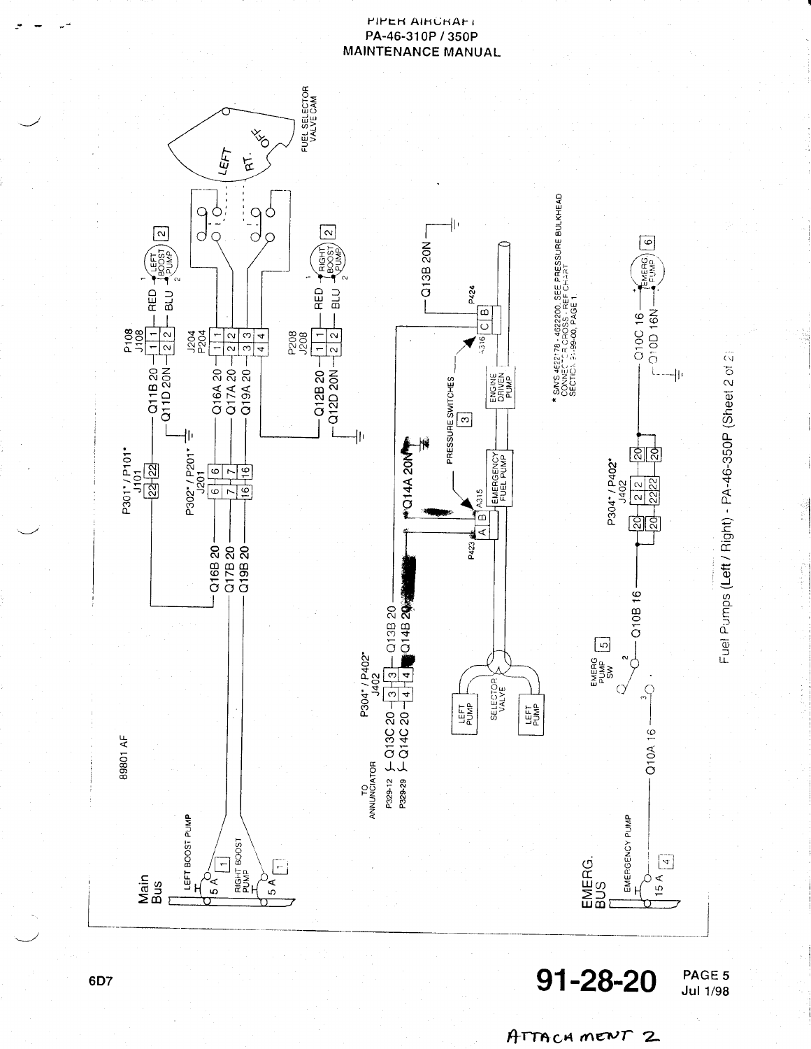PIPER AIRCRAFT
PA-46-310P / 350P
MAINTENANCE MANUAL

89801 AF

FUEL SELECTOR VALVE CAM

LEFT RT. OFF

Main Bus

LEFT BOOST PUMP 5 A [1]

RIGHT BOOST PUMP 5 A [1]

P301* / P101* J101 22 22

Q11B 20 — P108 J108 1 1 — RED — LEFT BOOST PUMP [2]

Q11D 20N — 2 2 — BLU

P302* / P201* J201 6 6 / 7 7 / 16 16

Q16B 20 — Q16A 20

Q17B 20 — Q17A 20

Q19B 20 — Q19A 20

J204 P204 1 1 / 2 2 / 3 3 / 4 4

Q12B 20 — P208 J208 1 1 — RED — RIGHT BOOST PUMP [2]

Q12D 20N — 2 2 — BLU

Q13B 20N

PRESSURE SWITCHES [3]

P424 A316 C B

P423 A315 A B

ENGINE DRIVEN PUMP

EMERGENCY FUEL PUMP

Q14A 20N

SELECTOR VALVE

LEFT PUMP

LEFT PUMP

TO ANNUNCIATOR

P329-12 Q13C 20 — P304* / P402* J402 3 3 — Q13B 20

P329-29 Q14C 20 — 4 4 — Q14B 20

\* S/N'S 4622178 - 4622200, SEE PRESSURE BULKHEAD CONNECTOR CROSS - REF CHART SECTION 91-99-00, PAGE 1.

EMERG. BUS

EMERGENCY PUMP 15 A [4]

Q10A 16

EMERG PUMP SW [5]

Q10B 16

P304* / P402* J402 20 20 / 2 2 / 22 22 / 20 20

Q10C 16 — EMERG PUMP [6]

Q10D 16N

Fuel Pumps (Left / Right) - PA-46-350P (Sheet 2 of 2)

6D7

91-28-20 PAGE 5 Jul 1/98

ATTACHMENT 2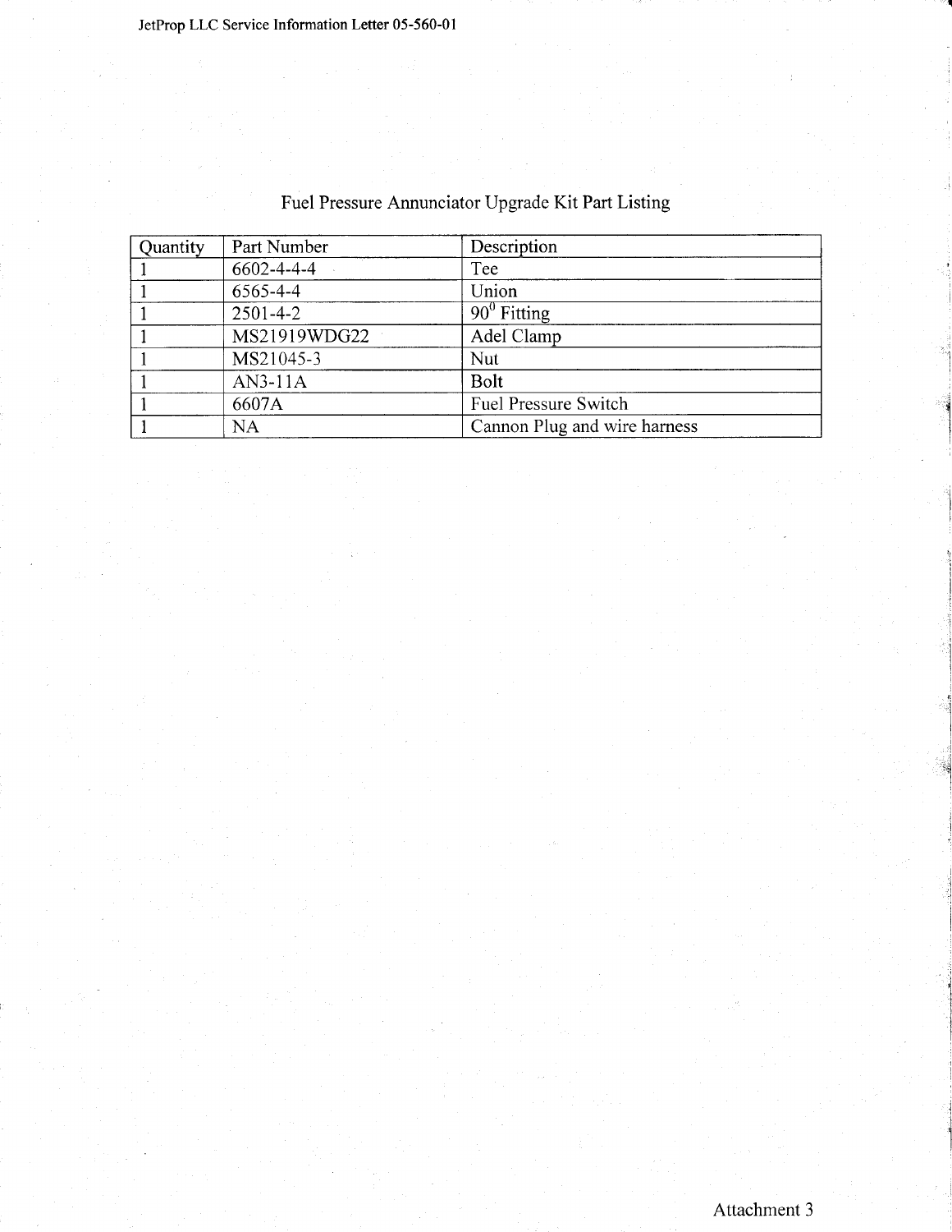# Fuel Pressure Annunciator Upgrade Kit Part Listing

| Quantity | Part Number | Description |
|---|---|---|
| 1 | 6602-4-4-4 | Tee |
| 1 | 6565-4-4 | Union |
| 1 | 2501-4-2 | 90$^0$ Fitting |
| 1 | MS21919WDG22 | Adel Clamp |
| 1 | MS21045-3 | Nut |
| 1 | AN3-11A | Bolt |
| 1 | 6607A | Fuel Pressure Switch |
| 1 | NA | Cannon Plug and wire harness |

Attachment 3